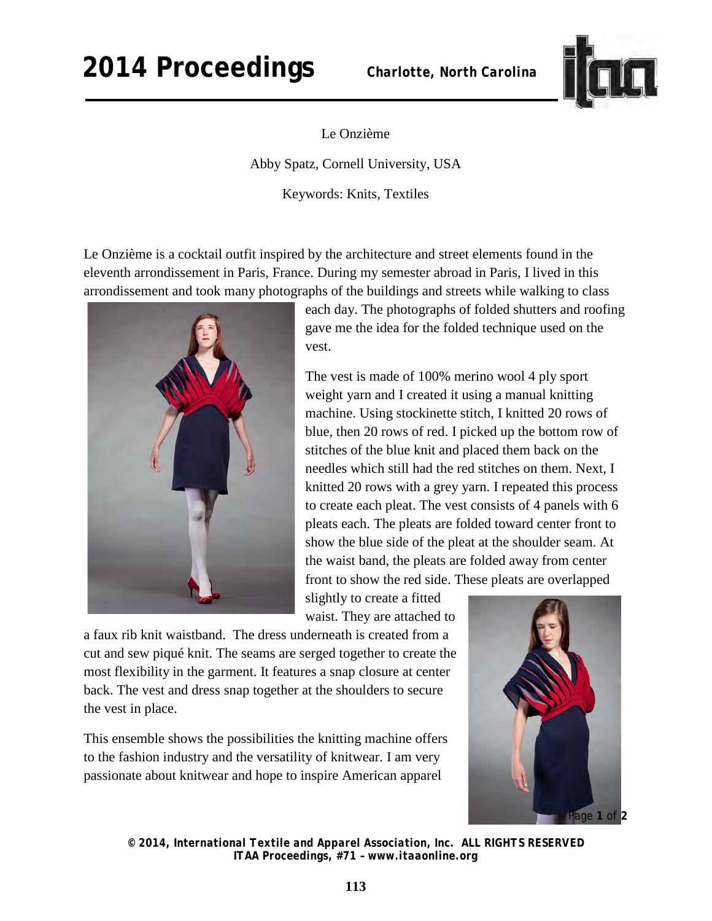Le Onzième

Abby Spatz, Cornell University, USA

Keywords: Knits, Textiles

Le Onzième is a cocktail outfit inspired by the architecture and street elements found in the eleventh arrondissement in Paris, France. During my semester abroad in Paris, I lived in this arrondissement and took many photographs of the buildings and streets while walking to class each day. The photographs of folded shutters and roofing gave me the idea for the folded technique used on the vest.

The vest is made of 100% merino wool 4 ply sport weight yarn and I created it using a manual knitting machine. Using stockinette stitch, I knitted 20 rows of blue, then 20 rows of red. I picked up the bottom row of stitches of the blue knit and placed them back on the needles which still had the red stitches on them. Next, I knitted 20 rows with a grey yarn. I repeated this process to create each pleat. The vest consists of 4 panels with 6 pleats each. The pleats are folded toward center front to show the blue side of the pleat at the shoulder seam. At the waist band, the pleats are folded away from center front to show the red side. These pleats are overlapped slightly to create a fitted waist. They are attached to a faux rib knit waistband. The dress underneath is created from a cut and sew piqué knit. The seams are serged together to create the most flexibility in the garment. It features a snap closure at center back. The vest and dress snap together at the shoulders to secure the vest in place.

This ensemble shows the possibilities the knitting machine offers to the fashion industry and the versatility of knitwear. I am very passionate about knitwear and hope to inspire American apparel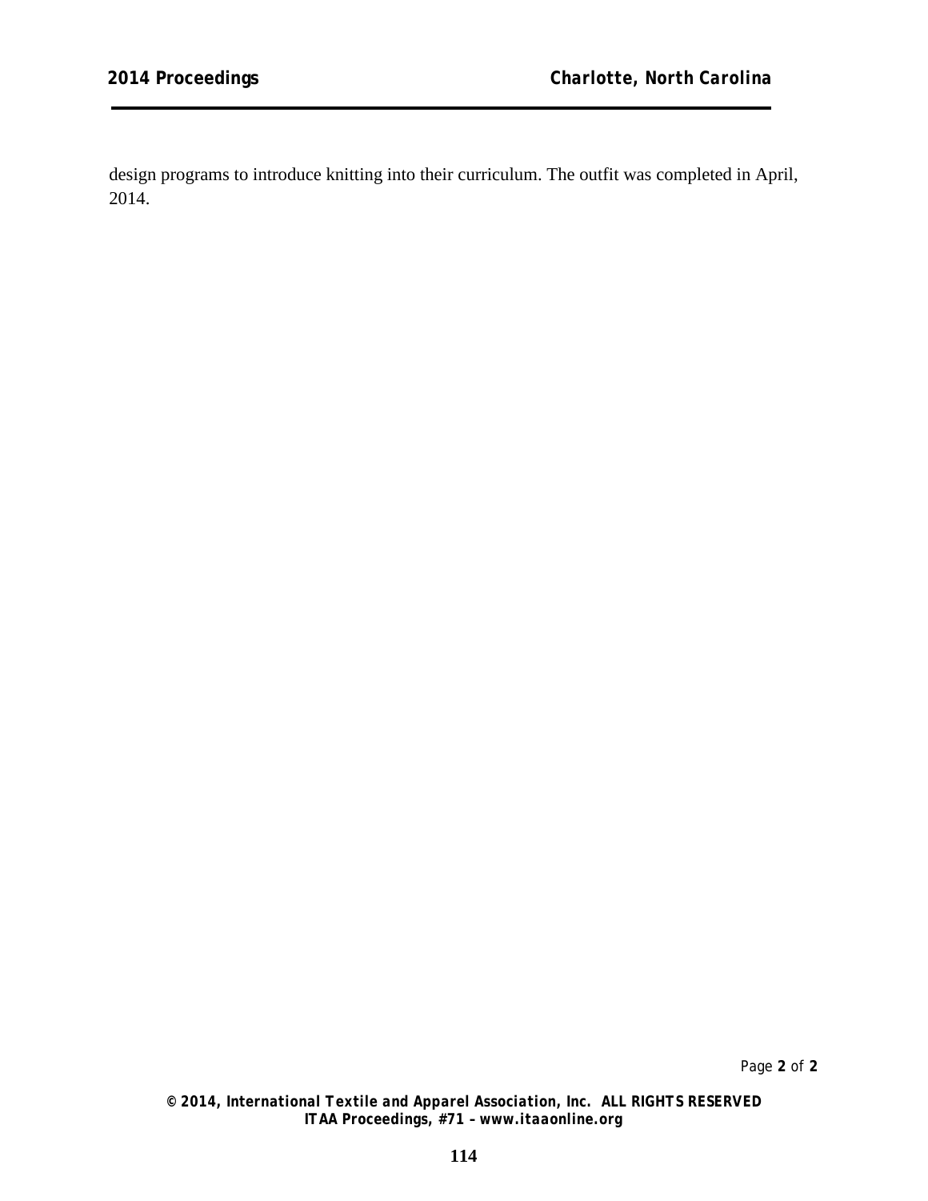design programs to introduce knitting into their curriculum. The outfit was completed in April, 2014.